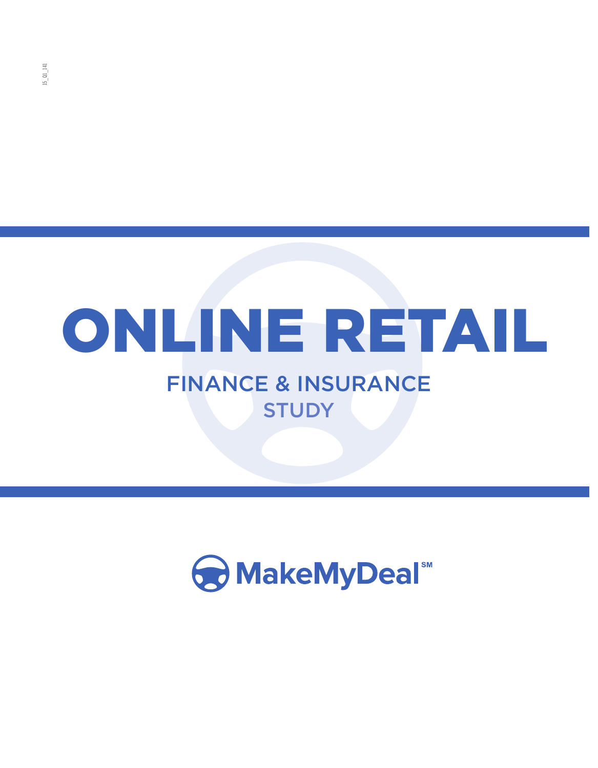# ONLINE RETAIL

## FINANCE & INSURANCE

## STUDY

MakeMyDeal℠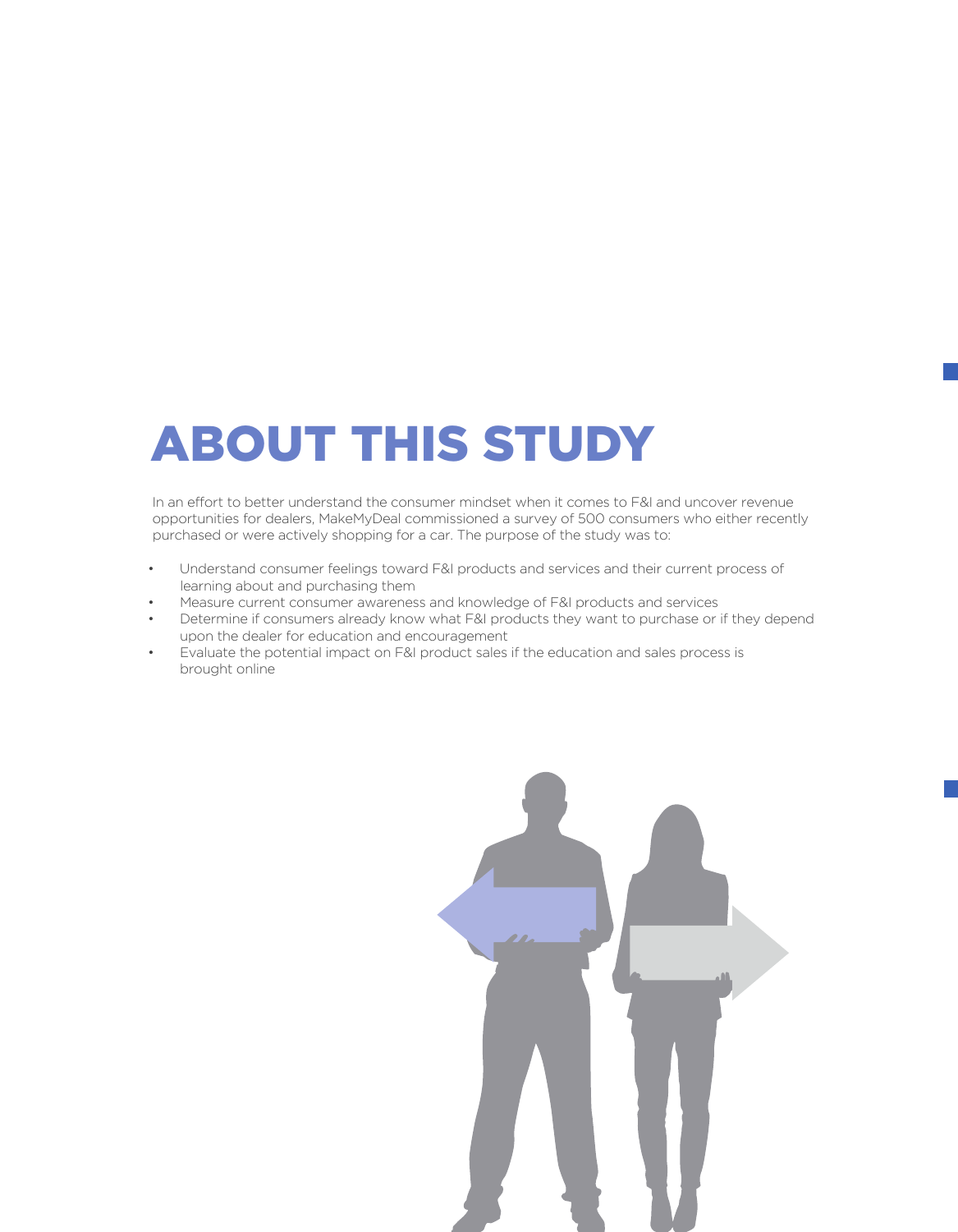# ABOUT THIS STUDY

In an effort to better understand the consumer mindset when it comes to F&I and uncover revenue opportunities for dealers, MakeMyDeal commissioned a survey of 500 consumers who either recently purchased or were actively shopping for a car. The purpose of the study was to:

- Understand consumer feelings toward F&I products and services and their current process of learning about and purchasing them
- Measure current consumer awareness and knowledge of F&I products and services
- Determine if consumers already know what F&I products they want to purchase or if they depend upon the dealer for education and encouragement
- Evaluate the potential impact on F&I product sales if the education and sales process is brought online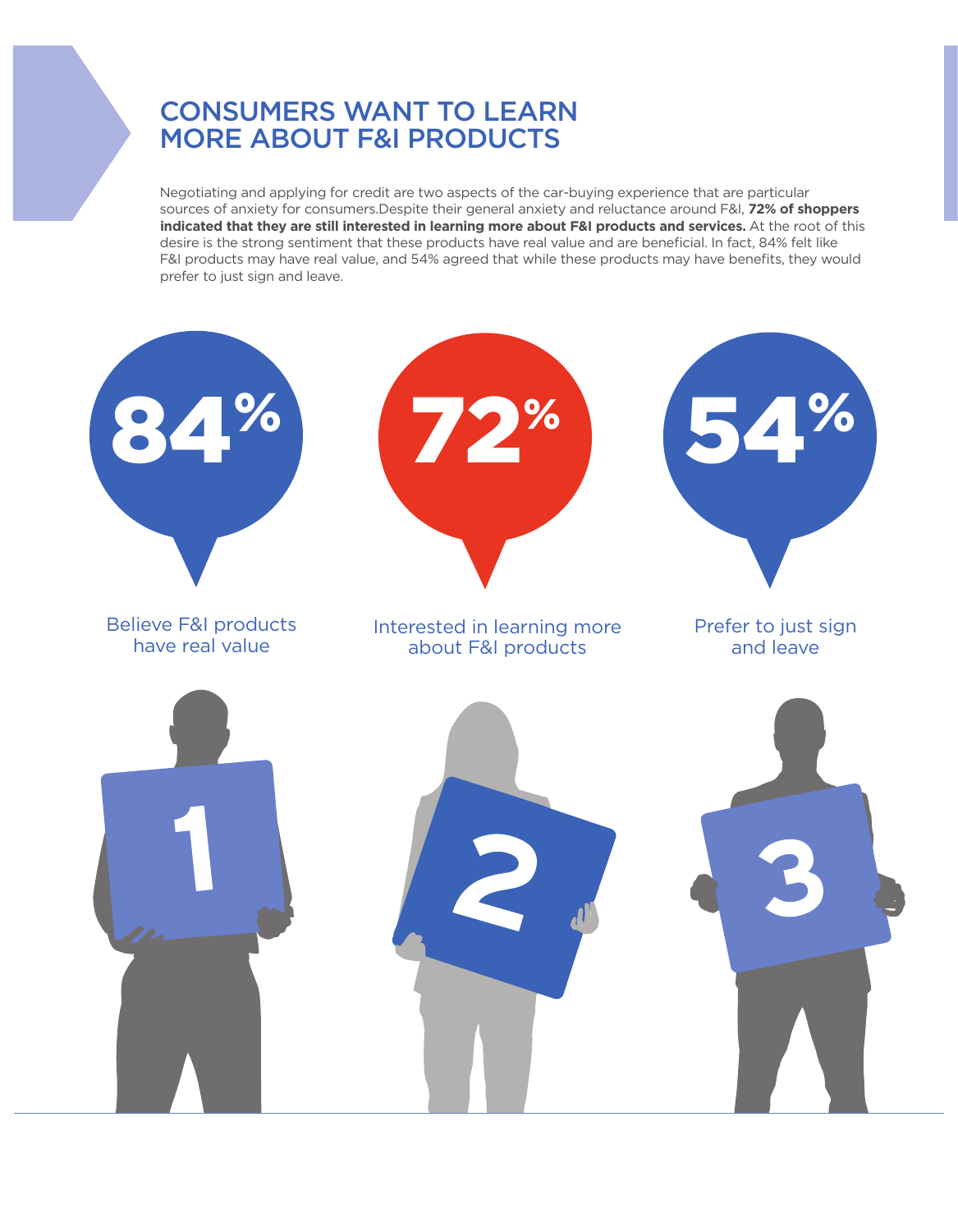# CONSUMERS WANT TO LEARN MORE ABOUT F&I PRODUCTS

Negotiating and applying for credit are two aspects of the car-buying experience that are particular sources of anxiety for consumers.Despite their general anxiety and reluctance around F&I, **72% of shoppers indicated that they are still interested in learning more about F&I products and services.** At the root of this desire is the strong sentiment that these products have real value and are beneficial. In fact, 84% felt like F&I products may have real value, and 54% agreed that while these products may have benefits, they would prefer to just sign and leave.

**84%**

Believe F&I products have real value

**72%**

Interested in learning more about F&I products

**54%**

Prefer to just sign and leave

1

2

3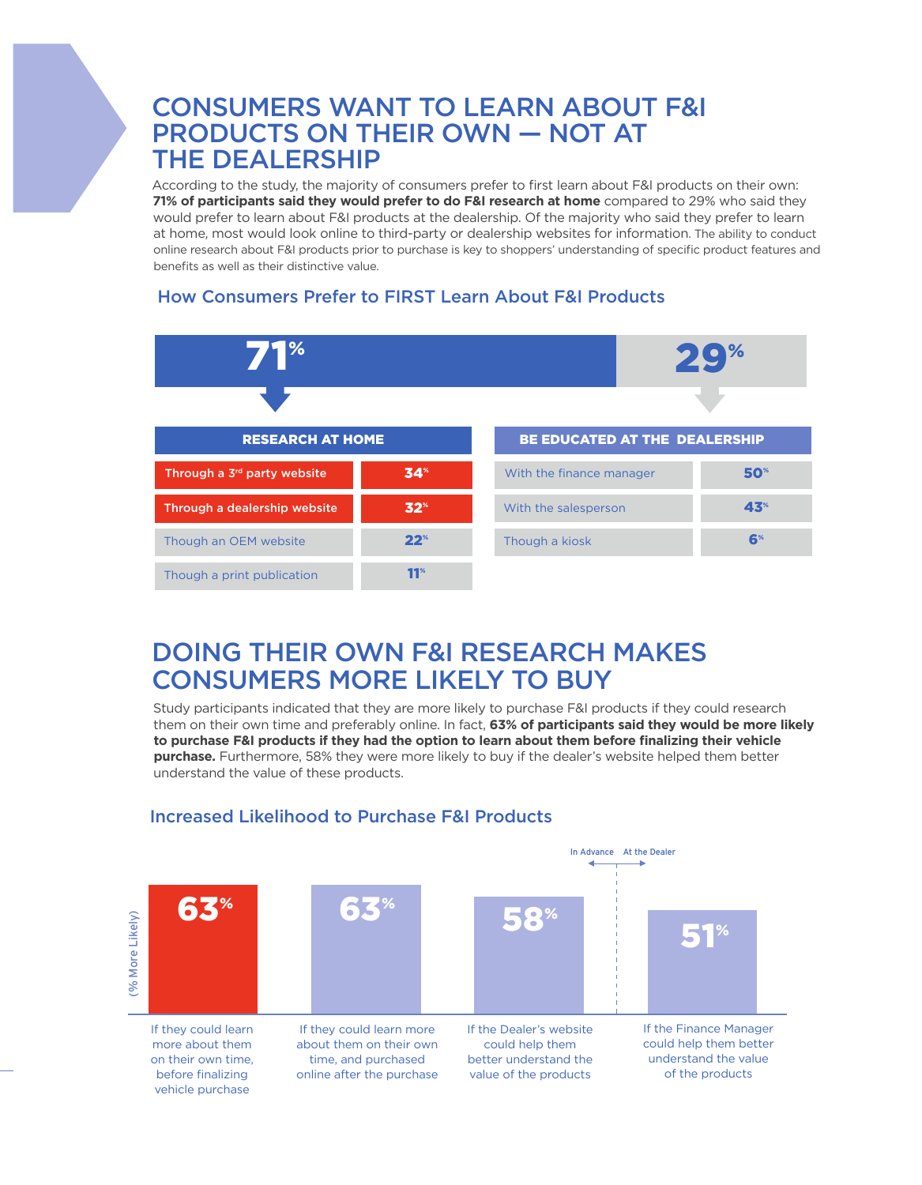# CONSUMERS WANT TO LEARN ABOUT F&I PRODUCTS ON THEIR OWN — NOT AT THE DEALERSHIP

According to the study, the majority of consumers prefer to first learn about F&I products on their own: **71% of participants said they would prefer to do F&I research at home** compared to 29% who said they would prefer to learn about F&I products at the dealership. Of the majority who said they prefer to learn at home, most would look online to third-party or dealership websites for information. The ability to conduct online research about F&I products prior to purchase is key to shoppers' understanding of specific product features and benefits as well as their distinctive value.

## How Consumers Prefer to FIRST Learn About F&I Products

**71%** — RESEARCH AT HOME

| RESEARCH AT HOME | |
|---|---|
| Through a 3rd party website | 34% |
| Through a dealership website | 32% |
| Though an OEM website | 22% |
| Though a print publication | 11% |

**29%** — BE EDUCATED AT THE DEALERSHIP

| BE EDUCATED AT THE DEALERSHIP | |
|---|---|
| With the finance manager | 50% |
| With the salesperson | 43% |
| Though a kiosk | 6% |

# DOING THEIR OWN F&I RESEARCH MAKES CONSUMERS MORE LIKELY TO BUY

Study participants indicated that they are more likely to purchase F&I products if they could research them on their own time and preferably online. In fact, **63% of participants said they would be more likely to purchase F&I products if they had the option to learn about them before finalizing their vehicle purchase.** Furthermore, 58% they were more likely to buy if the dealer's website helped them better understand the value of these products.

## Increased Likelihood to Purchase F&I Products

(% More Likely)

| | In Advance / At the Dealer | % More Likely |
|---|---|---|
| If they could learn more about them on their own time, before finalizing vehicle purchase | In Advance | 63% |
| If they could learn more about them on their own time, and purchased online after the purchase | In Advance | 63% |
| If the Dealer's website could help them better understand the value of the products | In Advance | 58% |
| If the Finance Manager could help them better understand the value of the products | At the Dealer | 51% |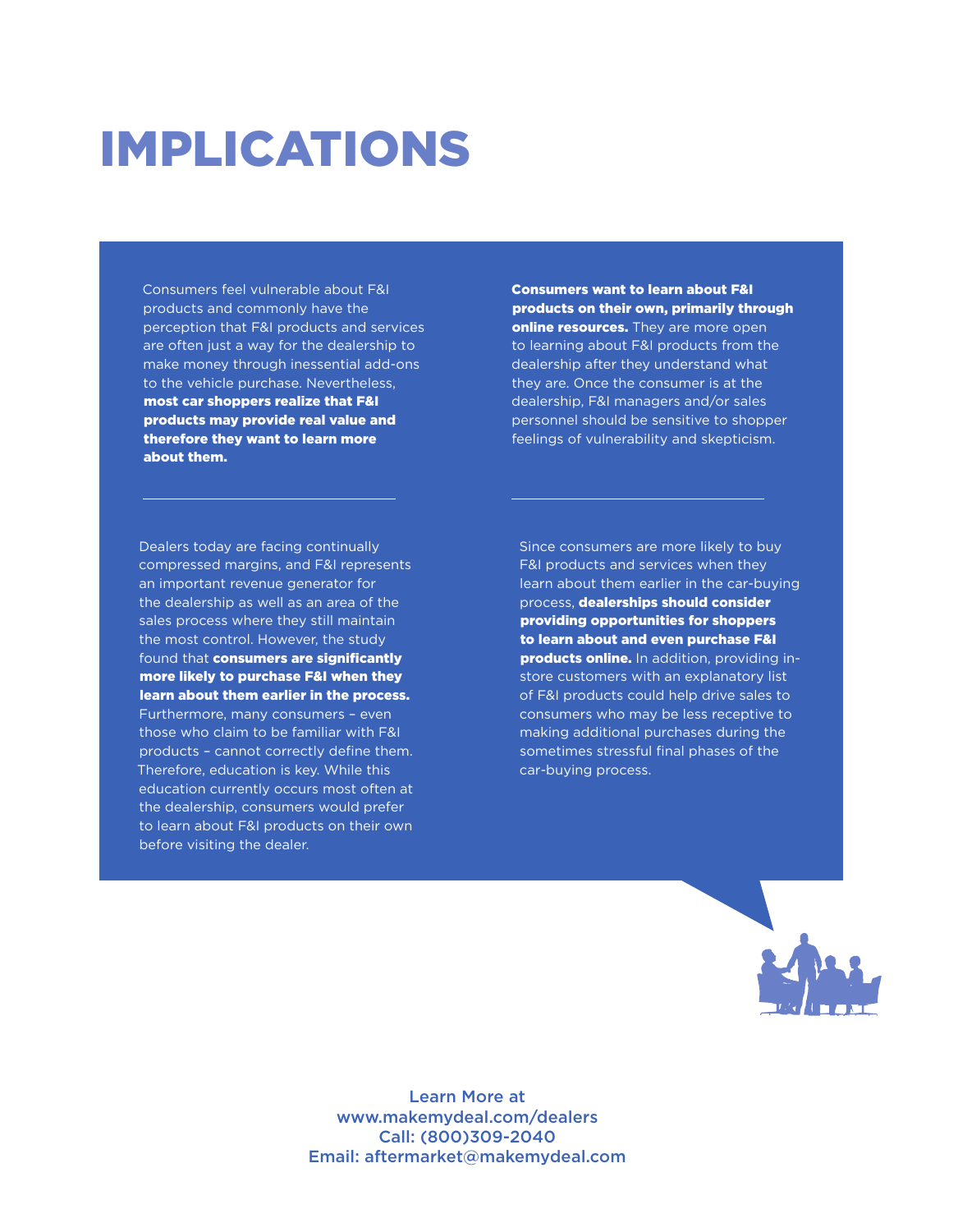# IMPLICATIONS

Consumers feel vulnerable about F&I products and commonly have the perception that F&I products and services are often just a way for the dealership to make money through inessential add-ons to the vehicle purchase. Nevertheless, **most car shoppers realize that F&I products may provide real value and therefore they want to learn more about them.**

**Consumers want to learn about F&I products on their own, primarily through online resources.** They are more open to learning about F&I products from the dealership after they understand what they are. Once the consumer is at the dealership, F&I managers and/or sales personnel should be sensitive to shopper feelings of vulnerability and skepticism.

Dealers today are facing continually compressed margins, and F&I represents an important revenue generator for the dealership as well as an area of the sales process where they still maintain the most control. However, the study found that **consumers are significantly more likely to purchase F&I when they learn about them earlier in the process.** Furthermore, many consumers – even those who claim to be familiar with F&I products – cannot correctly define them. Therefore, education is key. While this education currently occurs most often at the dealership, consumers would prefer to learn about F&I products on their own before visiting the dealer.

Since consumers are more likely to buy F&I products and services when they learn about them earlier in the car-buying process, **dealerships should consider providing opportunities for shoppers to learn about and even purchase F&I products online.** In addition, providing in-store customers with an explanatory list of F&I products could help drive sales to consumers who may be less receptive to making additional purchases during the sometimes stressful final phases of the car-buying process.

Learn More at
www.makemydeal.com/dealers
Call: (800)309-2040
Email: aftermarket@makemydeal.com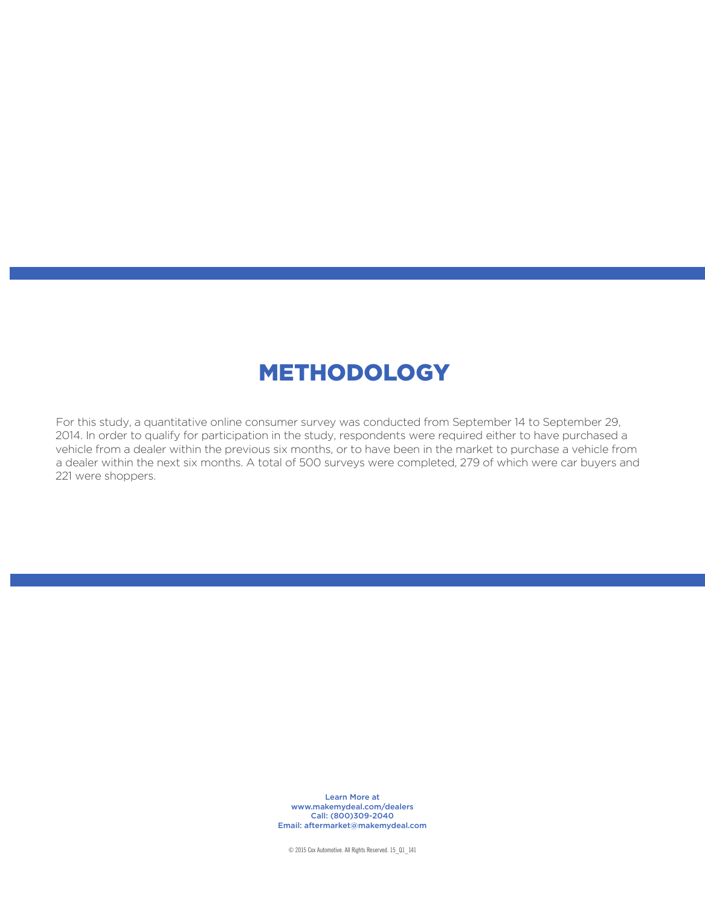# METHODOLOGY

For this study, a quantitative online consumer survey was conducted from September 14 to September 29, 2014. In order to qualify for participation in the study, respondents were required either to have purchased a vehicle from a dealer within the previous six months, or to have been in the market to purchase a vehicle from a dealer within the next six months. A total of 500 surveys were completed, 279 of which were car buyers and 221 were shoppers.

Learn More at
www.makemydeal.com/dealers
Call: (800)309-2040
Email: aftermarket@makemydeal.com

© 2015 Cox Automotive. All Rights Reserved. 15_Q1_141